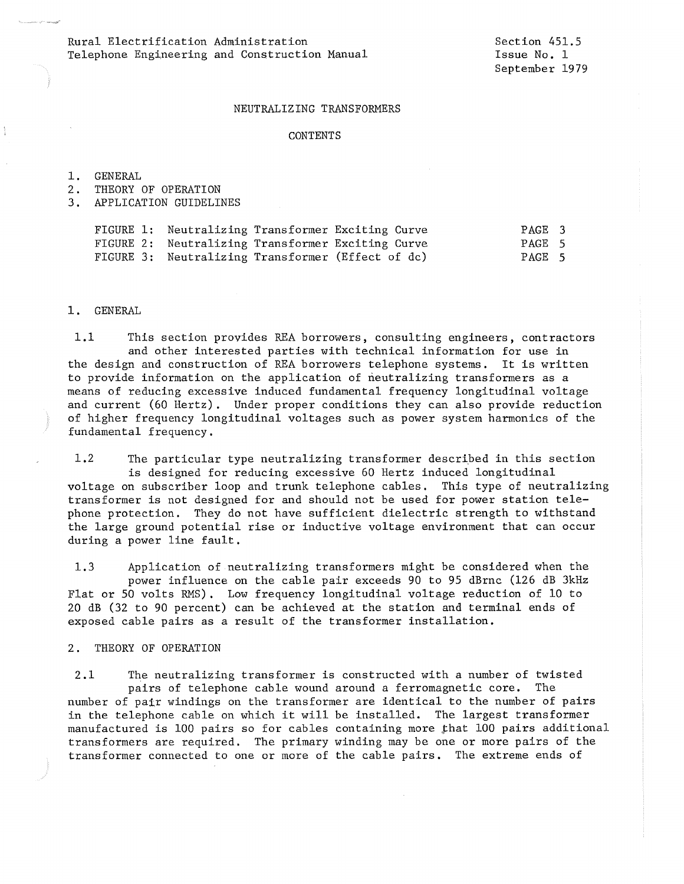Rural Electrification Administration
Telephone Engineering and Construction Manual

Section 451.5
Issue No. 1
September 1979

# NEUTRALIZING TRANSFORMERS

## CONTENTS

1. GENERAL
2. THEORY OF OPERATION
3. APPLICATION GUIDELINES

| | | |
|---|---|---|
| FIGURE 1: | Neutralizing Transformer Exciting Curve | PAGE 3 |
| FIGURE 2: | Neutralizing Transformer Exciting Curve | PAGE 5 |
| FIGURE 3: | Neutralizing Transformer (Effect of dc) | PAGE 5 |

## 1. GENERAL

1.1 This section provides REA borrowers, consulting engineers, contractors and other interested parties with technical information for use in the design and construction of REA borrowers telephone systems. It is written to provide information on the application of neutralizing transformers as a means of reducing excessive induced fundamental frequency longitudinal voltage and current (60 Hertz). Under proper conditions they can also provide reduction of higher frequency longitudinal voltages such as power system harmonics of the fundamental frequency.

1.2 The particular type neutralizing transformer described in this section is designed for reducing excessive 60 Hertz induced longitudinal voltage on subscriber loop and trunk telephone cables. This type of neutralizing transformer is not designed for and should not be used for power station telephone protection. They do not have sufficient dielectric strength to withstand the large ground potential rise or inductive voltage environment that can occur during a power line fault.

1.3 Application of neutralizing transformers might be considered when the power influence on the cable pair exceeds 90 to 95 dBrnc (126 dB 3kHz Flat or 50 volts RMS). Low frequency longitudinal voltage reduction of 10 to 20 dB (32 to 90 percent) can be achieved at the station and terminal ends of exposed cable pairs as a result of the transformer installation.

## 2. THEORY OF OPERATION

2.1 The neutralizing transformer is constructed with a number of twisted pairs of telephone cable wound around a ferromagnetic core. The number of pair windings on the transformer are identical to the number of pairs in the telephone cable on which it will be installed. The largest transformer manufactured is 100 pairs so for cables containing more that 100 pairs additional transformers are required. The primary winding may be one or more pairs of the transformer connected to one or more of the cable pairs. The extreme ends of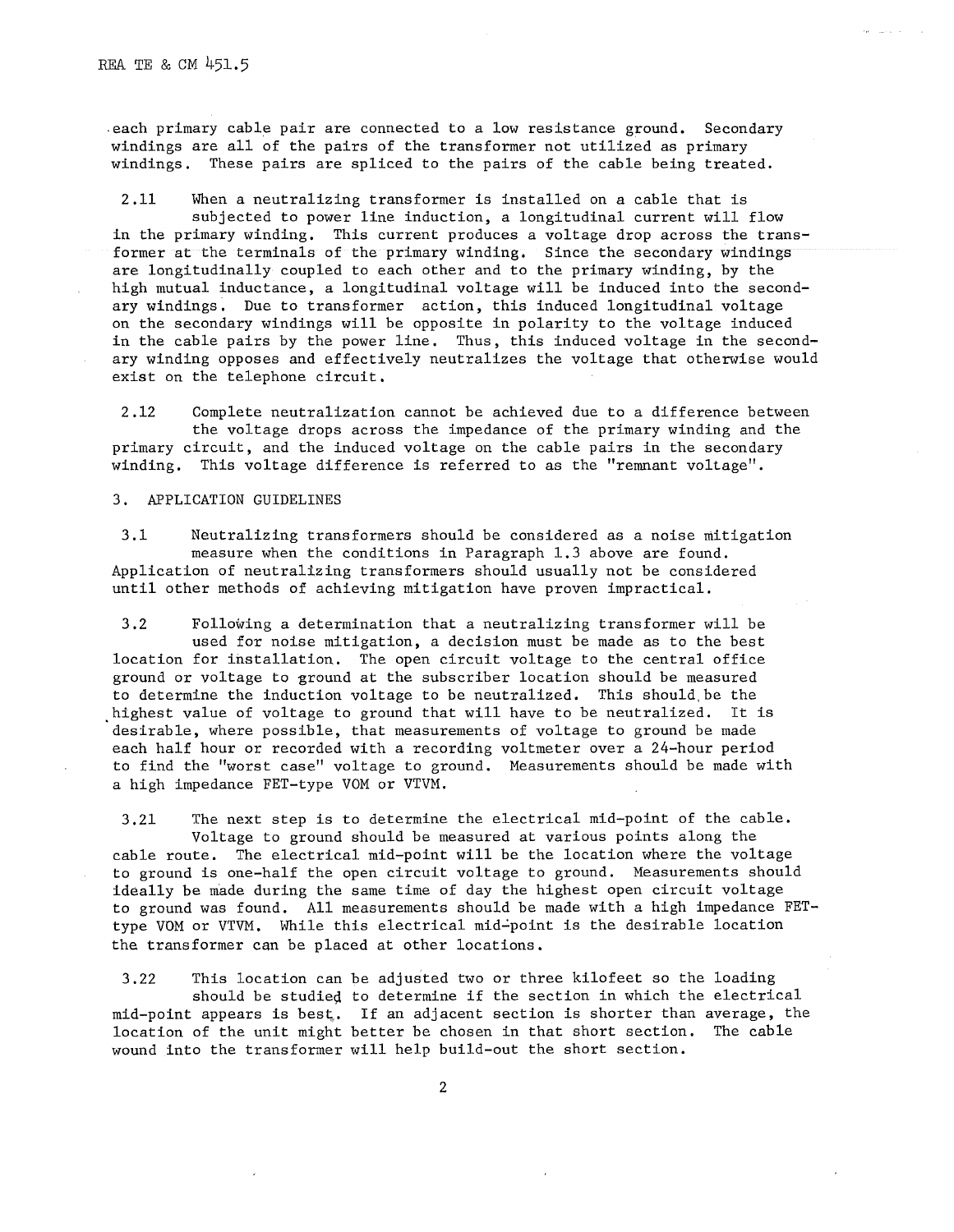each primary cable pair are connected to a low resistance ground. Secondary windings are all of the pairs of the transformer not utilized as primary windings. These pairs are spliced to the pairs of the cable being treated.

2.11 When a neutralizing transformer is installed on a cable that is subjected to power line induction, a longitudinal current will flow in the primary winding. This current produces a voltage drop across the transformer at the terminals of the primary winding. Since the secondary windings are longitudinally coupled to each other and to the primary winding, by the high mutual inductance, a longitudinal voltage will be induced into the secondary windings. Due to transformer action, this induced longitudinal voltage on the secondary windings will be opposite in polarity to the voltage induced in the cable pairs by the power line. Thus, this induced voltage in the secondary winding opposes and effectively neutralizes the voltage that otherwise would exist on the telephone circuit.

2.12 Complete neutralization cannot be achieved due to a difference between the voltage drops across the impedance of the primary winding and the primary circuit, and the induced voltage on the cable pairs in the secondary winding. This voltage difference is referred to as the "remnant voltage".

## 3. APPLICATION GUIDELINES

3.1 Neutralizing transformers should be considered as a noise mitigation measure when the conditions in Paragraph 1.3 above are found. Application of neutralizing transformers should usually not be considered until other methods of achieving mitigation have proven impractical.

3.2 Following a determination that a neutralizing transformer will be used for noise mitigation, a decision must be made as to the best location for installation. The open circuit voltage to the central office ground or voltage to ground at the subscriber location should be measured to determine the induction voltage to be neutralized. This should be the highest value of voltage to ground that will have to be neutralized. It is desirable, where possible, that measurements of voltage to ground be made each half hour or recorded with a recording voltmeter over a 24-hour period to find the "worst case" voltage to ground. Measurements should be made with a high impedance FET-type VOM or VTVM.

3.21 The next step is to determine the electrical mid-point of the cable. Voltage to ground should be measured at various points along the cable route. The electrical mid-point will be the location where the voltage to ground is one-half the open circuit voltage to ground. Measurements should ideally be made during the same time of day the highest open circuit voltage to ground was found. All measurements should be made with a high impedance FET-type VOM or VTVM. While this electrical mid-point is the desirable location the transformer can be placed at other locations.

3.22 This location can be adjusted two or three kilofeet so the loading should be studied to determine if the section in which the electrical mid-point appears is best. If an adjacent section is shorter than average, the location of the unit might better be chosen in that short section. The cable wound into the transformer will help build-out the short section.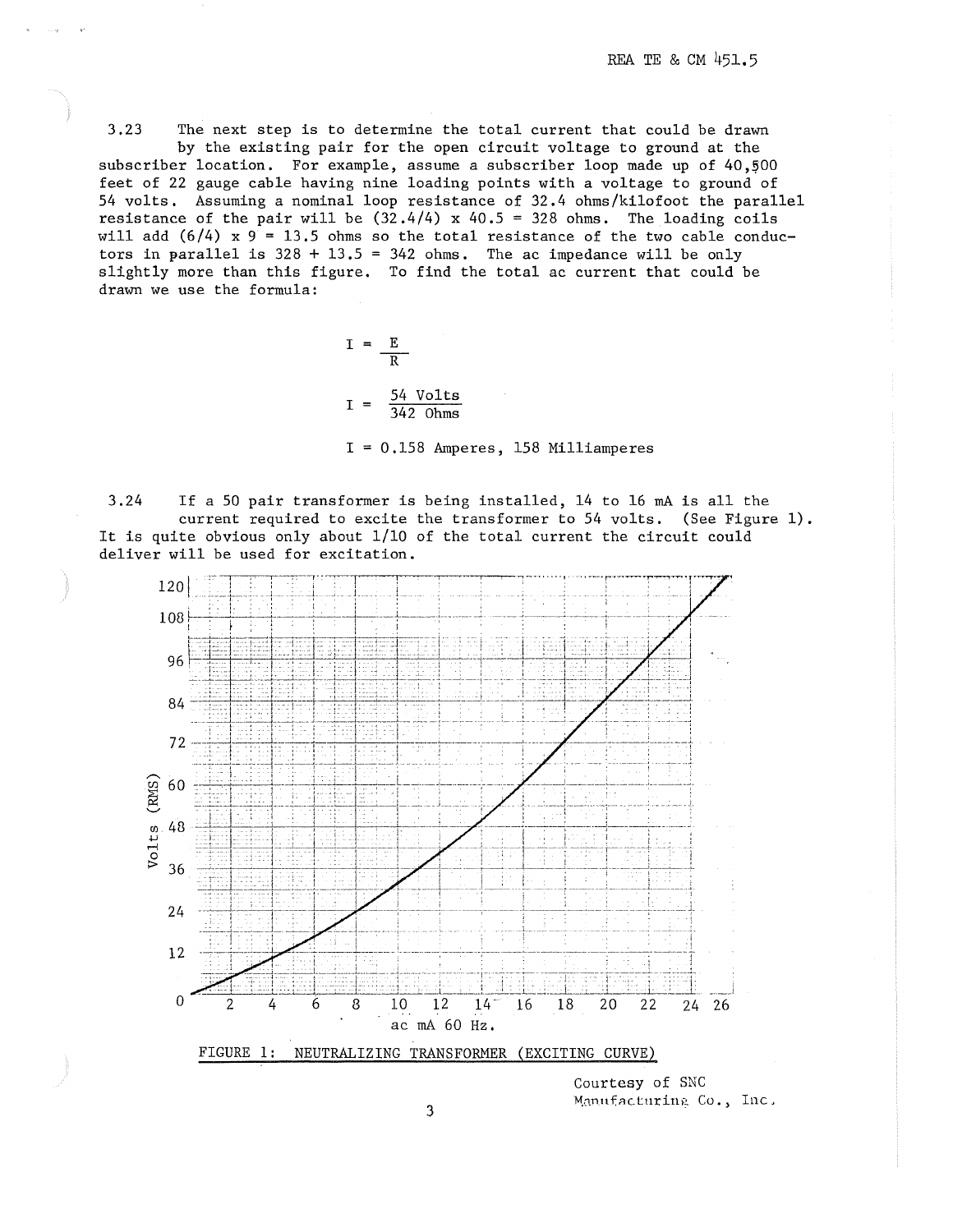3.23 The next step is to determine the total current that could be drawn by the existing pair for the open circuit voltage to ground at the subscriber location. For example, assume a subscriber loop made up of 40,500 feet of 22 gauge cable having nine loading points with a voltage to ground of 54 volts. Assuming a nominal loop resistance of 32.4 ohms/kilofoot the parallel resistance of the pair will be (32.4/4) x 40.5 = 328 ohms. The loading coils will add (6/4) x 9 = 13.5 ohms so the total resistance of the two cable conductors in parallel is 328 + 13.5 = 342 ohms. The ac impedance will be only slightly more than this figure. To find the total ac current that could be drawn we use the formula:

$$I = \frac{E}{R}$$

$$I = \frac{54 \text{ Volts}}{342 \text{ Ohms}}$$

$$I = 0.158 \text{ Amperes, } 158 \text{ Milliamperes}$$

3.24 If a 50 pair transformer is being installed, 14 to 16 mA is all the current required to excite the transformer to 54 volts. (See Figure 1). It is quite obvious only about 1/10 of the total current the circuit could deliver will be used for excitation.

FIGURE 1: NEUTRALIZING TRANSFORMER (EXCITING CURVE)

Courtesy of SNC Manufacturing Co., Inc.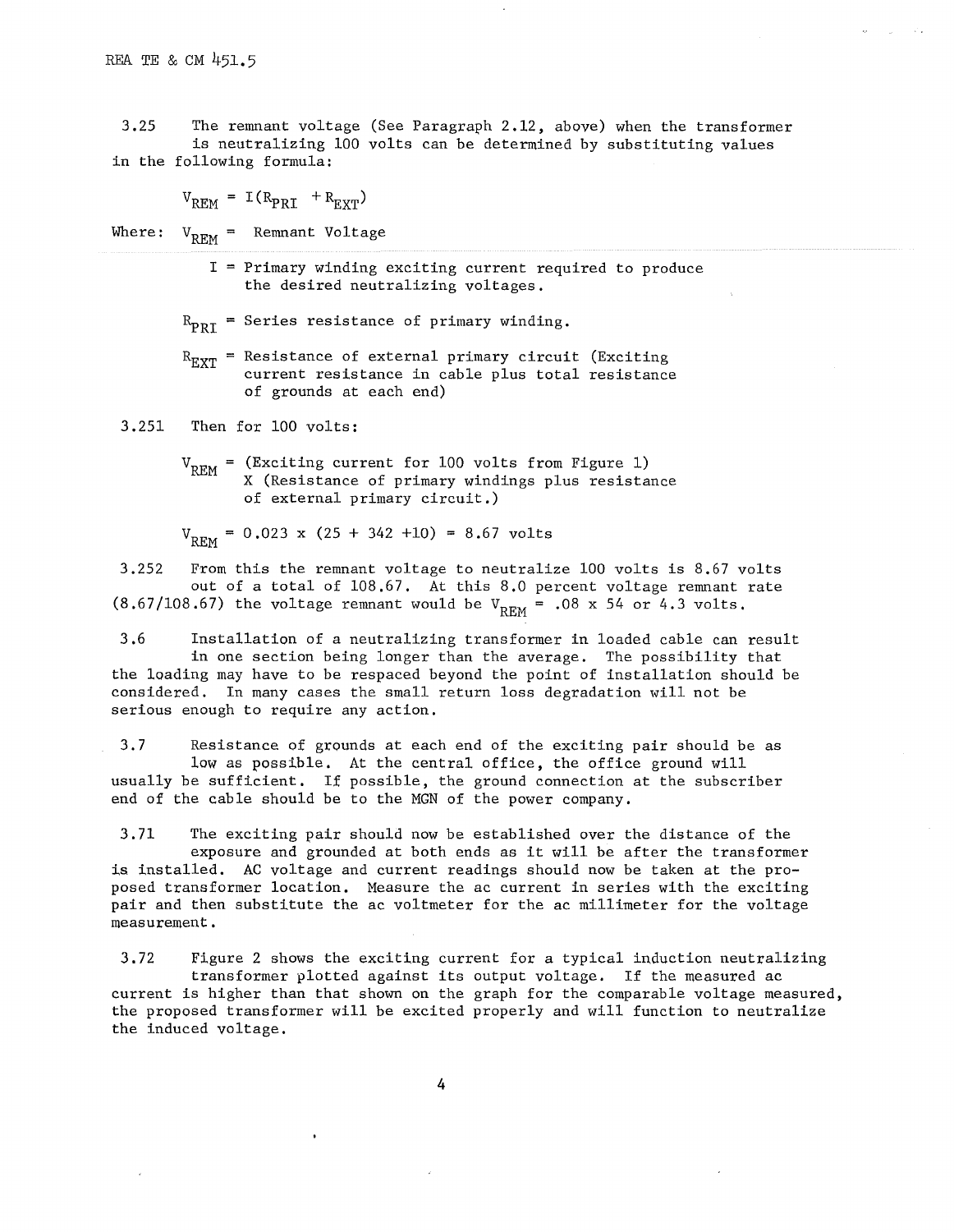3.25 The remnant voltage (See Paragraph 2.12, above) when the transformer is neutralizing 100 volts can be determined by substituting values in the following formula:

$$V_{REM} = I(R_{PRI} + R_{EXT})$$

Where: $V_{REM}$ = Remnant Voltage

$I$ = Primary winding exciting current required to produce the desired neutralizing voltages.

$R_{PRI}$ = Series resistance of primary winding.

$R_{EXT}$ = Resistance of external primary circuit (Exciting current resistance in cable plus total resistance of grounds at each end)

3.251 Then for 100 volts:

$V_{REM}$ = (Exciting current for 100 volts from Figure 1) X (Resistance of primary windings plus resistance of external primary circuit.)

$$V_{REM} = 0.023 \times (25 + 342 + 10) = 8.67 \text{ volts}$$

3.252 From this the remnant voltage to neutralize 100 volts is 8.67 volts out of a total of 108.67. At this 8.0 percent voltage remnant rate (8.67/108.67) the voltage remnant would be $V_{REM} = .08 \times 54$ or 4.3 volts.

3.6 Installation of a neutralizing transformer in loaded cable can result in one section being longer than the average. The possibility that the loading may have to be respaced beyond the point of installation should be considered. In many cases the small return loss degradation will not be serious enough to require any action.

3.7 Resistance of grounds at each end of the exciting pair should be as low as possible. At the central office, the office ground will usually be sufficient. If possible, the ground connection at the subscriber end of the cable should be to the MGN of the power company.

3.71 The exciting pair should now be established over the distance of the exposure and grounded at both ends as it will be after the transformer is installed. AC voltage and current readings should now be taken at the proposed transformer location. Measure the ac current in series with the exciting pair and then substitute the ac voltmeter for the ac millimeter for the voltage measurement.

3.72 Figure 2 shows the exciting current for a typical induction neutralizing transformer plotted against its output voltage. If the measured ac current is higher than that shown on the graph for the comparable voltage measured, the proposed transformer will be excited properly and will function to neutralize the induced voltage.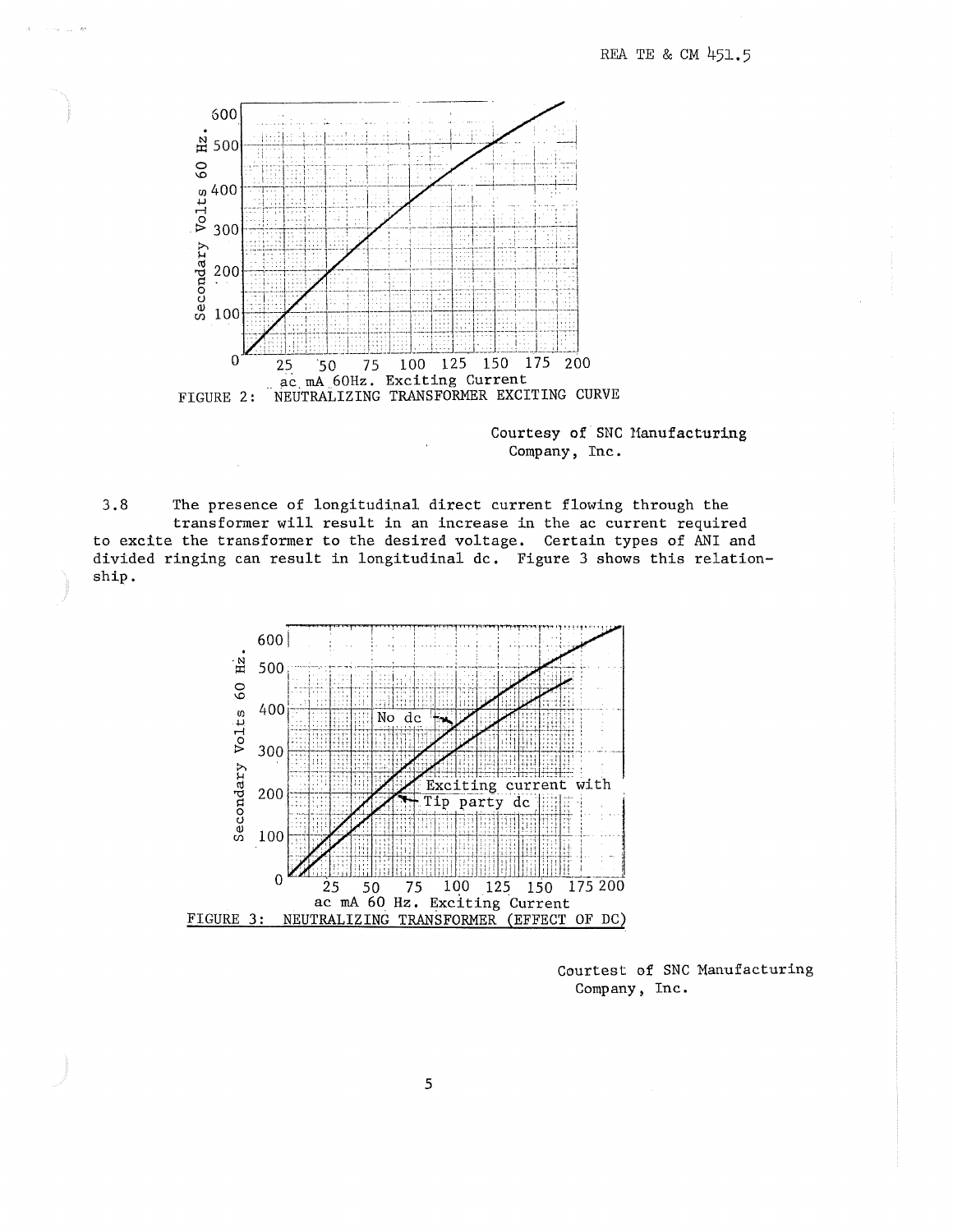FIGURE 2: NEUTRALIZING TRANSFORMER EXCITING CURVE

Courtesy of SNC Manufacturing Company, Inc.

3.8 The presence of longitudinal direct current flowing through the transformer will result in an increase in the ac current required to excite the transformer to the desired voltage. Certain types of ANI and divided ringing can result in longitudinal dc. Figure 3 shows this relationship.

FIGURE 3: NEUTRALIZING TRANSFORMER (EFFECT OF DC)

Courtest of SNC Manufacturing Company, Inc.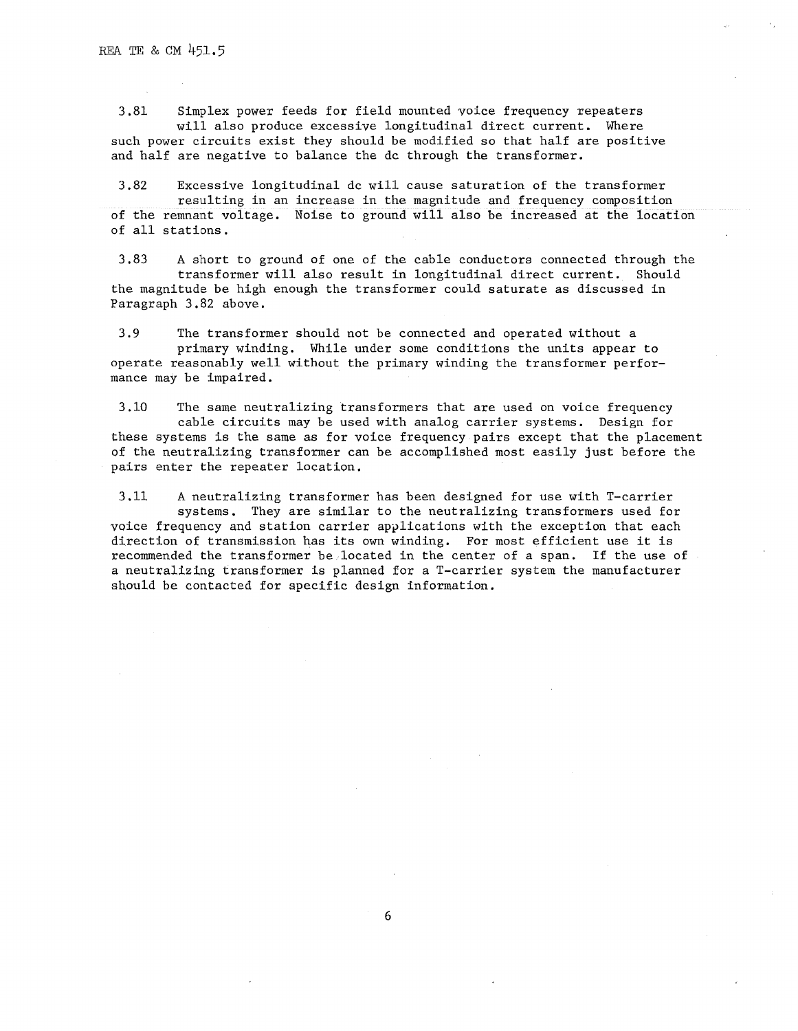3.81 Simplex power feeds for field mounted voice frequency repeaters will also produce excessive longitudinal direct current. Where such power circuits exist they should be modified so that half are positive and half are negative to balance the dc through the transformer.

3.82 Excessive longitudinal dc will cause saturation of the transformer resulting in an increase in the magnitude and frequency composition of the remnant voltage. Noise to ground will also be increased at the location of all stations.

3.83 A short to ground of one of the cable conductors connected through the transformer will also result in longitudinal direct current. Should the magnitude be high enough the transformer could saturate as discussed in Paragraph 3.82 above.

3.9 The transformer should not be connected and operated without a primary winding. While under some conditions the units appear to operate reasonably well without the primary winding the transformer performance may be impaired.

3.10 The same neutralizing transformers that are used on voice frequency cable circuits may be used with analog carrier systems. Design for these systems is the same as for voice frequency pairs except that the placement of the neutralizing transformer can be accomplished most easily just before the pairs enter the repeater location.

3.11 A neutralizing transformer has been designed for use with T-carrier systems. They are similar to the neutralizing transformers used for voice frequency and station carrier applications with the exception that each direction of transmission has its own winding. For most efficient use it is recommended the transformer be located in the center of a span. If the use of a neutralizing transformer is planned for a T-carrier system the manufacturer should be contacted for specific design information.